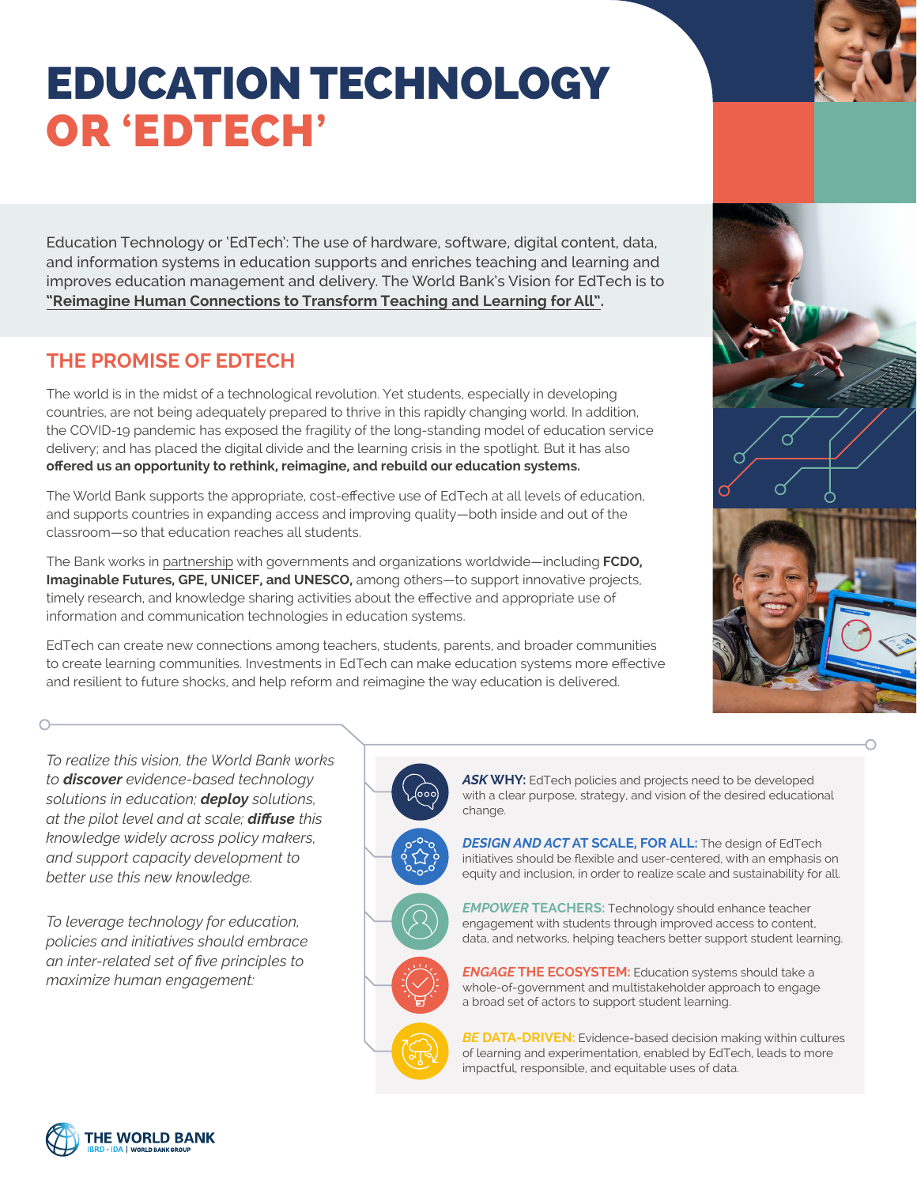# EDUCATION TECHNOLOGY OR 'EDTECH'

Education Technology or 'EdTech': The use of hardware, software, digital content, data, and information systems in education supports and enriches teaching and learning and improves education management and delivery. The World Bank's Vision for EdTech is to **"Reimagine Human Connections to Transform Teaching and Learning for All".**

## THE PROMISE OF EDTECH

The world is in the midst of a technological revolution. Yet students, especially in developing countries, are not being adequately prepared to thrive in this rapidly changing world. In addition, the COVID-19 pandemic has exposed the fragility of the long-standing model of education service delivery; and has placed the digital divide and the learning crisis in the spotlight. But it has also **offered us an opportunity to rethink, reimagine, and rebuild our education systems.**

The World Bank supports the appropriate, cost-effective use of EdTech at all levels of education, and supports countries in expanding access and improving quality—both inside and out of the classroom—so that education reaches all students.

The Bank works in partnership with governments and organizations worldwide—including **FCDO, Imaginable Futures, GPE, UNICEF, and UNESCO,** among others—to support innovative projects, timely research, and knowledge sharing activities about the effective and appropriate use of information and communication technologies in education systems.

EdTech can create new connections among teachers, students, parents, and broader communities to create learning communities. Investments in EdTech can make education systems more effective and resilient to future shocks, and help reform and reimagine the way education is delivered.

*To realize this vision, the World Bank works to **discover** evidence-based technology solutions in education; **deploy** solutions, at the pilot level and at scale; **diffuse** this knowledge widely across policy makers, and support capacity development to better use this new knowledge.*

*To leverage technology for education, policies and initiatives should embrace an inter-related set of five principles to maximize human engagement:*

- ***ASK* WHY:** EdTech policies and projects need to be developed with a clear purpose, strategy, and vision of the desired educational change.
- ***DESIGN AND ACT* AT SCALE, FOR ALL:** The design of EdTech initiatives should be flexible and user-centered, with an emphasis on equity and inclusion, in order to realize scale and sustainability for all.
- ***EMPOWER* TEACHERS:** Technology should enhance teacher engagement with students through improved access to content, data, and networks, helping teachers better support student learning.
- ***ENGAGE* THE ECOSYSTEM:** Education systems should take a whole-of-government and multistakeholder approach to engage a broad set of actors to support student learning.
- ***BE* DATA-DRIVEN:** Evidence-based decision making within cultures of learning and experimentation, enabled by EdTech, leads to more impactful, responsible, and equitable uses of data.

THE WORLD BANK
IBRD • IDA | WORLD BANK GROUP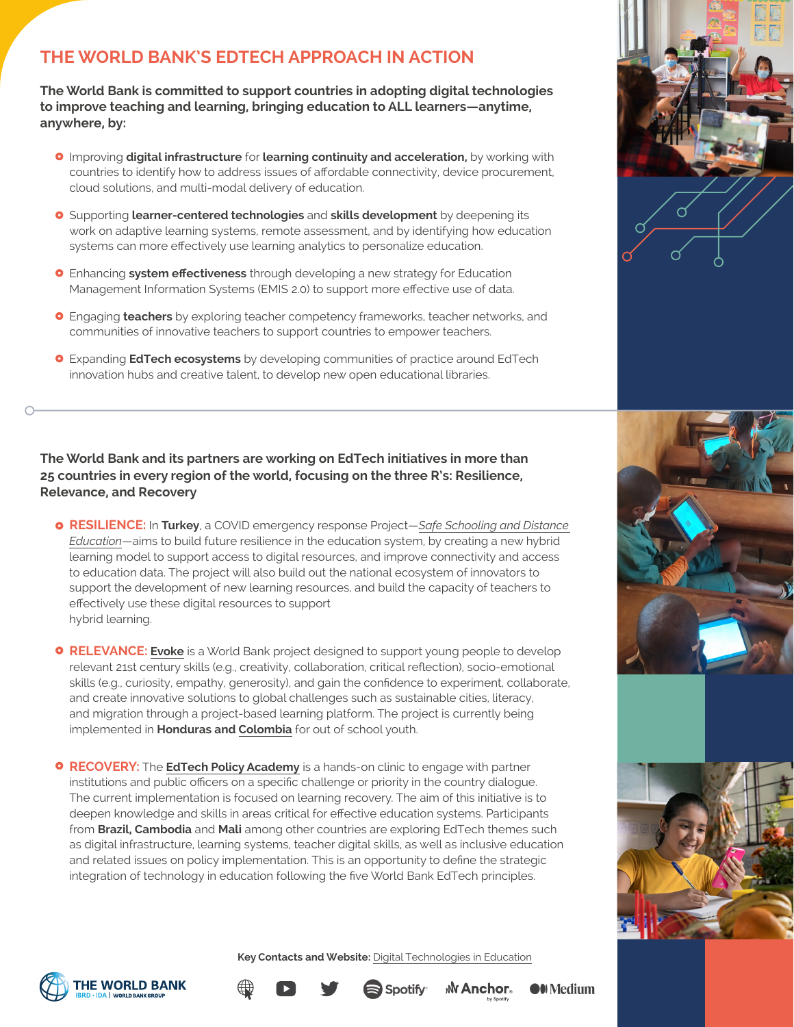# THE WORLD BANK'S EDTECH APPROACH IN ACTION

**The World Bank is committed to support countries in adopting digital technologies to improve teaching and learning, bringing education to ALL learners—anytime, anywhere, by:**

- Improving **digital infrastructure** for **learning continuity and acceleration,** by working with countries to identify how to address issues of affordable connectivity, device procurement, cloud solutions, and multi-modal delivery of education.
- Supporting **learner-centered technologies** and **skills development** by deepening its work on adaptive learning systems, remote assessment, and by identifying how education systems can more effectively use learning analytics to personalize education.
- Enhancing **system effectiveness** through developing a new strategy for Education Management Information Systems (EMIS 2.0) to support more effective use of data.
- Engaging **teachers** by exploring teacher competency frameworks, teacher networks, and communities of innovative teachers to support countries to empower teachers.
- Expanding **EdTech ecosystems** by developing communities of practice around EdTech innovation hubs and creative talent, to develop new open educational libraries.

**The World Bank and its partners are working on EdTech initiatives in more than 25 countries in every region of the world, focusing on the three R's: Resilience, Relevance, and Recovery**

- **RESILIENCE:** In **Turkey**, a COVID emergency response Project—*Safe Schooling and Distance Education*—aims to build future resilience in the education system, by creating a new hybrid learning model to support access to digital resources, and improve connectivity and access to education data. The project will also build out the national ecosystem of innovators to support the development of new learning resources, and build the capacity of teachers to effectively use these digital resources to support hybrid learning.
- **RELEVANCE:** **Evoke** is a World Bank project designed to support young people to develop relevant 21st century skills (e.g., creativity, collaboration, critical reflection), socio-emotional skills (e.g., curiosity, empathy, generosity), and gain the confidence to experiment, collaborate, and create innovative solutions to global challenges such as sustainable cities, literacy, and migration through a project-based learning platform. The project is currently being implemented in **Honduras and Colombia** for out of school youth.
- **RECOVERY:** The **EdTech Policy Academy** is a hands-on clinic to engage with partner institutions and public officers on a specific challenge or priority in the country dialogue. The current implementation is focused on learning recovery. The aim of this initiative is to deepen knowledge and skills in areas critical for effective education systems. Participants from **Brazil, Cambodia** and **Mali** among other countries are exploring EdTech themes such as digital infrastructure, learning systems, teacher digital skills, as well as inclusive education and related issues on policy implementation. This is an opportunity to define the strategic integration of technology in education following the five World Bank EdTech principles.

**Key Contacts and Website:** Digital Technologies in Education

THE WORLD BANK
IBRD • IDA | WORLD BANK GROUP

Spotify Anchor by Spotify Medium